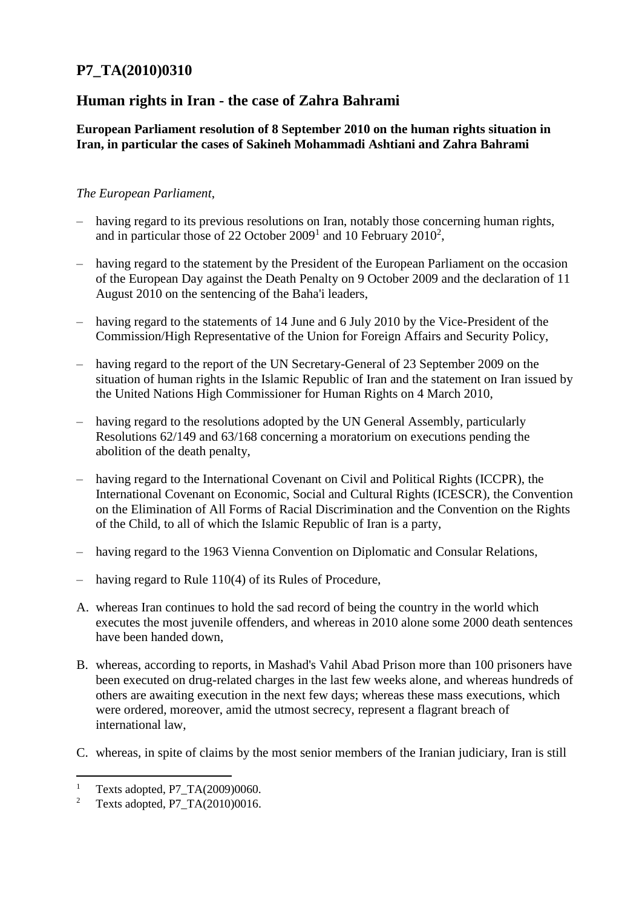# P7_TA(2010)0310

## Human rights in Iran - the case of Zahra Bahrami

**European Parliament resolution of 8 September 2010 on the human rights situation in Iran, in particular the cases of Sakineh Mohammadi Ashtiani and Zahra Bahrami**

*The European Parliament*,

– having regard to its previous resolutions on Iran, notably those concerning human rights, and in particular those of 22 October 2009[1] and 10 February 2010[2],

– having regard to the statement by the President of the European Parliament on the occasion of the European Day against the Death Penalty on 9 October 2009 and the declaration of 11 August 2010 on the sentencing of the Baha'i leaders,

– having regard to the statements of 14 June and 6 July 2010 by the Vice-President of the Commission/High Representative of the Union for Foreign Affairs and Security Policy,

– having regard to the report of the UN Secretary-General of 23 September 2009 on the situation of human rights in the Islamic Republic of Iran and the statement on Iran issued by the United Nations High Commissioner for Human Rights on 4 March 2010,

– having regard to the resolutions adopted by the UN General Assembly, particularly Resolutions 62/149 and 63/168 concerning a moratorium on executions pending the abolition of the death penalty,

– having regard to the International Covenant on Civil and Political Rights (ICCPR), the International Covenant on Economic, Social and Cultural Rights (ICESCR), the Convention on the Elimination of All Forms of Racial Discrimination and the Convention on the Rights of the Child, to all of which the Islamic Republic of Iran is a party,

– having regard to the 1963 Vienna Convention on Diplomatic and Consular Relations,

– having regard to Rule 110(4) of its Rules of Procedure,

A. whereas Iran continues to hold the sad record of being the country in the world which executes the most juvenile offenders, and whereas in 2010 alone some 2000 death sentences have been handed down,

B. whereas, according to reports, in Mashad's Vahil Abad Prison more than 100 prisoners have been executed on drug-related charges in the last few weeks alone, and whereas hundreds of others are awaiting execution in the next few days; whereas these mass executions, which were ordered, moreover, amid the utmost secrecy, represent a flagrant breach of international law,

C. whereas, in spite of claims by the most senior members of the Iranian judiciary, Iran is still

---

[1] Texts adopted, P7_TA(2009)0060.

[2] Texts adopted, P7_TA(2010)0016.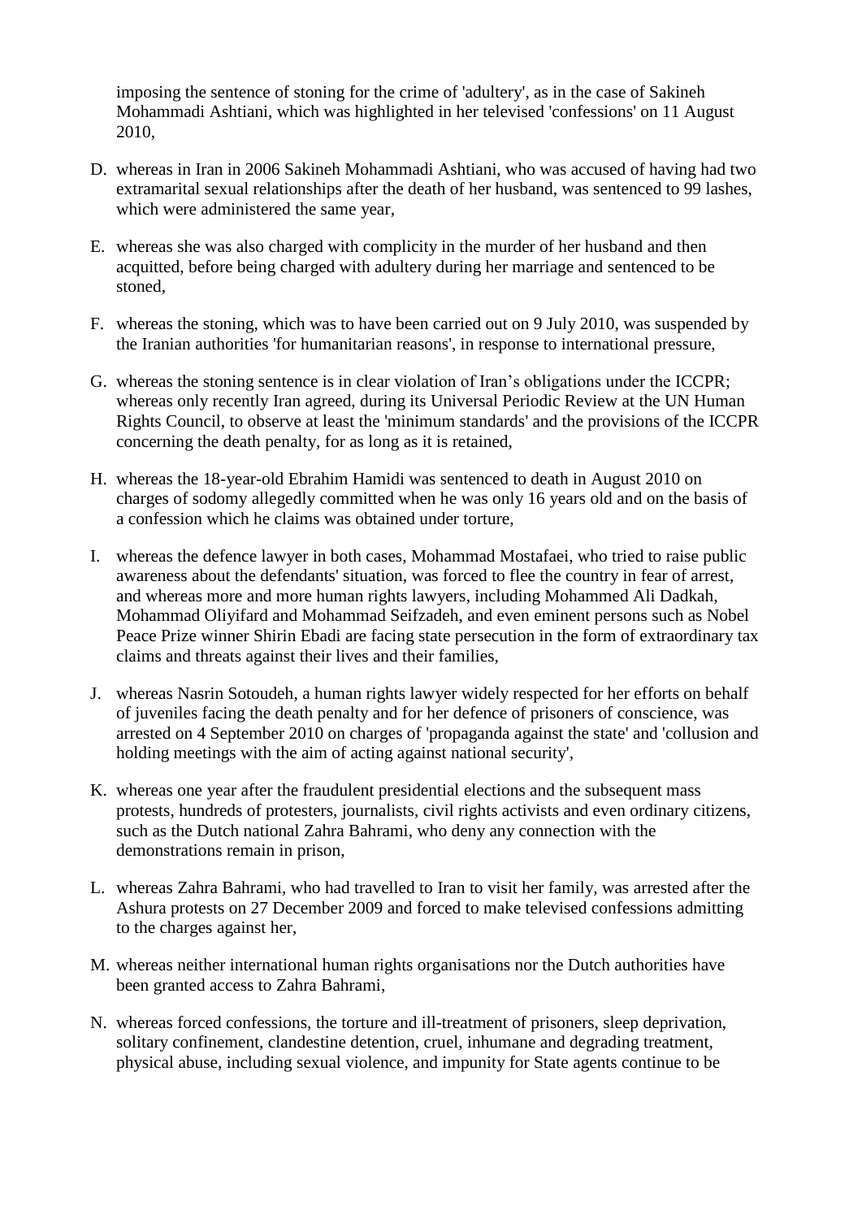imposing the sentence of stoning for the crime of 'adultery', as in the case of Sakineh Mohammadi Ashtiani, which was highlighted in her televised 'confessions' on 11 August 2010,

D. whereas in Iran in 2006 Sakineh Mohammadi Ashtiani, who was accused of having had two extramarital sexual relationships after the death of her husband, was sentenced to 99 lashes, which were administered the same year,

E. whereas she was also charged with complicity in the murder of her husband and then acquitted, before being charged with adultery during her marriage and sentenced to be stoned,

F. whereas the stoning, which was to have been carried out on 9 July 2010, was suspended by the Iranian authorities 'for humanitarian reasons', in response to international pressure,

G. whereas the stoning sentence is in clear violation of Iran's obligations under the ICCPR; whereas only recently Iran agreed, during its Universal Periodic Review at the UN Human Rights Council, to observe at least the 'minimum standards' and the provisions of the ICCPR concerning the death penalty, for as long as it is retained,

H. whereas the 18-year-old Ebrahim Hamidi was sentenced to death in August 2010 on charges of sodomy allegedly committed when he was only 16 years old and on the basis of a confession which he claims was obtained under torture,

I. whereas the defence lawyer in both cases, Mohammad Mostafaei, who tried to raise public awareness about the defendants' situation, was forced to flee the country in fear of arrest, and whereas more and more human rights lawyers, including Mohammed Ali Dadkah, Mohammad Oliyifard and Mohammad Seifzadeh, and even eminent persons such as Nobel Peace Prize winner Shirin Ebadi are facing state persecution in the form of extraordinary tax claims and threats against their lives and their families,

J. whereas Nasrin Sotoudeh, a human rights lawyer widely respected for her efforts on behalf of juveniles facing the death penalty and for her defence of prisoners of conscience, was arrested on 4 September 2010 on charges of 'propaganda against the state' and 'collusion and holding meetings with the aim of acting against national security',

K. whereas one year after the fraudulent presidential elections and the subsequent mass protests, hundreds of protesters, journalists, civil rights activists and even ordinary citizens, such as the Dutch national Zahra Bahrami, who deny any connection with the demonstrations remain in prison,

L. whereas Zahra Bahrami, who had travelled to Iran to visit her family, was arrested after the Ashura protests on 27 December 2009 and forced to make televised confessions admitting to the charges against her,

M. whereas neither international human rights organisations nor the Dutch authorities have been granted access to Zahra Bahrami,

N. whereas forced confessions, the torture and ill-treatment of prisoners, sleep deprivation, solitary confinement, clandestine detention, cruel, inhumane and degrading treatment, physical abuse, including sexual violence, and impunity for State agents continue to be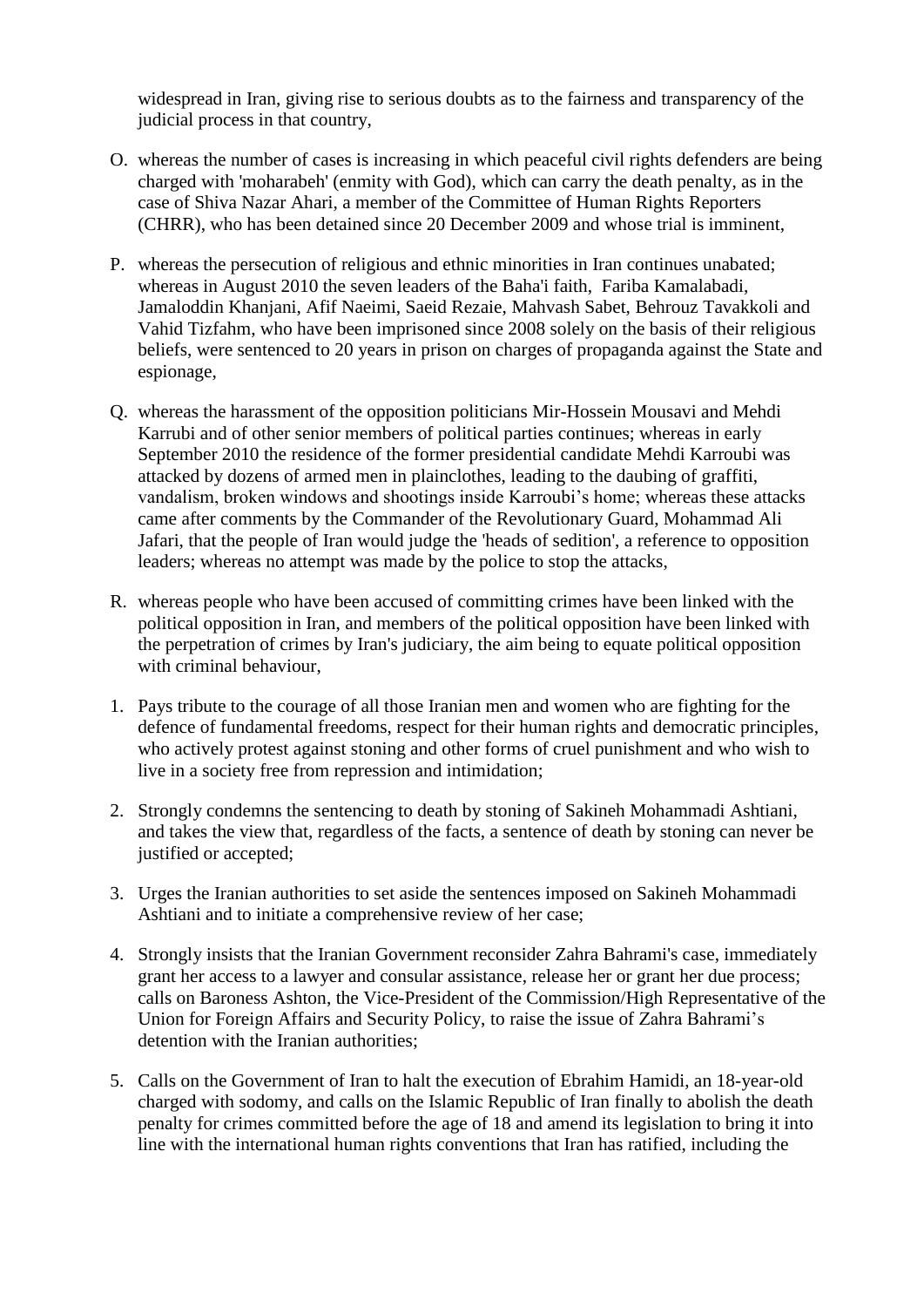widespread in Iran, giving rise to serious doubts as to the fairness and transparency of the judicial process in that country,

O. whereas the number of cases is increasing in which peaceful civil rights defenders are being charged with 'moharabeh' (enmity with God), which can carry the death penalty, as in the case of Shiva Nazar Ahari, a member of the Committee of Human Rights Reporters (CHRR), who has been detained since 20 December 2009 and whose trial is imminent,

P. whereas the persecution of religious and ethnic minorities in Iran continues unabated; whereas in August 2010 the seven leaders of the Baha'i faith, Fariba Kamalabadi, Jamaloddin Khanjani, Afif Naeimi, Saeid Rezaie, Mahvash Sabet, Behrouz Tavakkoli and Vahid Tizfahm, who have been imprisoned since 2008 solely on the basis of their religious beliefs, were sentenced to 20 years in prison on charges of propaganda against the State and espionage,

Q. whereas the harassment of the opposition politicians Mir-Hossein Mousavi and Mehdi Karrubi and of other senior members of political parties continues; whereas in early September 2010 the residence of the former presidential candidate Mehdi Karroubi was attacked by dozens of armed men in plainclothes, leading to the daubing of graffiti, vandalism, broken windows and shootings inside Karroubi's home; whereas these attacks came after comments by the Commander of the Revolutionary Guard, Mohammad Ali Jafari, that the people of Iran would judge the 'heads of sedition', a reference to opposition leaders; whereas no attempt was made by the police to stop the attacks,

R. whereas people who have been accused of committing crimes have been linked with the political opposition in Iran, and members of the political opposition have been linked with the perpetration of crimes by Iran's judiciary, the aim being to equate political opposition with criminal behaviour,

1. Pays tribute to the courage of all those Iranian men and women who are fighting for the defence of fundamental freedoms, respect for their human rights and democratic principles, who actively protest against stoning and other forms of cruel punishment and who wish to live in a society free from repression and intimidation;

2. Strongly condemns the sentencing to death by stoning of Sakineh Mohammadi Ashtiani, and takes the view that, regardless of the facts, a sentence of death by stoning can never be justified or accepted;

3. Urges the Iranian authorities to set aside the sentences imposed on Sakineh Mohammadi Ashtiani and to initiate a comprehensive review of her case;

4. Strongly insists that the Iranian Government reconsider Zahra Bahrami's case, immediately grant her access to a lawyer and consular assistance, release her or grant her due process; calls on Baroness Ashton, the Vice-President of the Commission/High Representative of the Union for Foreign Affairs and Security Policy, to raise the issue of Zahra Bahrami's detention with the Iranian authorities;

5. Calls on the Government of Iran to halt the execution of Ebrahim Hamidi, an 18-year-old charged with sodomy, and calls on the Islamic Republic of Iran finally to abolish the death penalty for crimes committed before the age of 18 and amend its legislation to bring it into line with the international human rights conventions that Iran has ratified, including the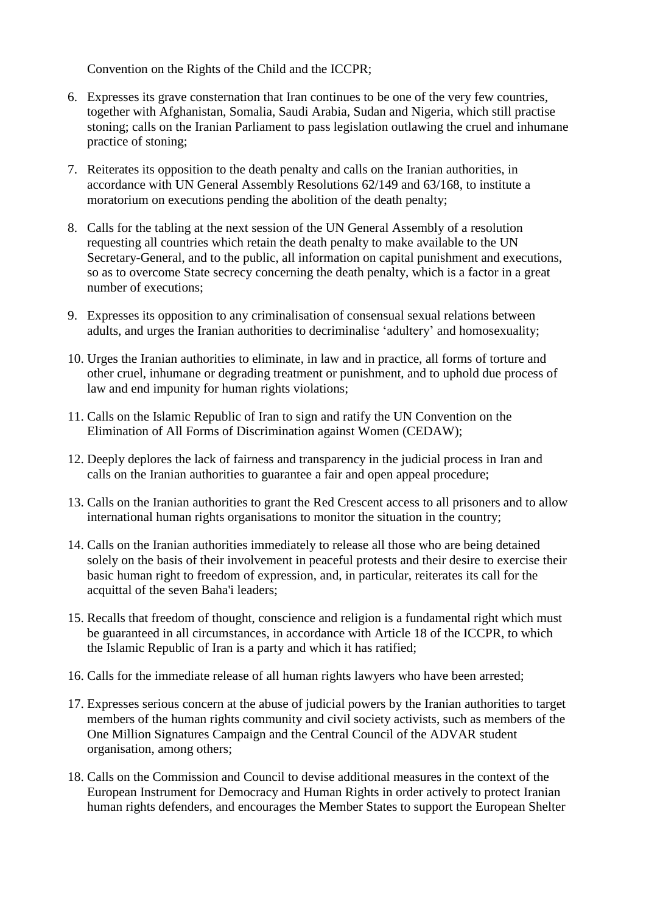Convention on the Rights of the Child and the ICCPR;

6. Expresses its grave consternation that Iran continues to be one of the very few countries, together with Afghanistan, Somalia, Saudi Arabia, Sudan and Nigeria, which still practise stoning; calls on the Iranian Parliament to pass legislation outlawing the cruel and inhumane practice of stoning;

7. Reiterates its opposition to the death penalty and calls on the Iranian authorities, in accordance with UN General Assembly Resolutions 62/149 and 63/168, to institute a moratorium on executions pending the abolition of the death penalty;

8. Calls for the tabling at the next session of the UN General Assembly of a resolution requesting all countries which retain the death penalty to make available to the UN Secretary-General, and to the public, all information on capital punishment and executions, so as to overcome State secrecy concerning the death penalty, which is a factor in a great number of executions;

9. Expresses its opposition to any criminalisation of consensual sexual relations between adults, and urges the Iranian authorities to decriminalise 'adultery' and homosexuality;

10. Urges the Iranian authorities to eliminate, in law and in practice, all forms of torture and other cruel, inhumane or degrading treatment or punishment, and to uphold due process of law and end impunity for human rights violations;

11. Calls on the Islamic Republic of Iran to sign and ratify the UN Convention on the Elimination of All Forms of Discrimination against Women (CEDAW);

12. Deeply deplores the lack of fairness and transparency in the judicial process in Iran and calls on the Iranian authorities to guarantee a fair and open appeal procedure;

13. Calls on the Iranian authorities to grant the Red Crescent access to all prisoners and to allow international human rights organisations to monitor the situation in the country;

14. Calls on the Iranian authorities immediately to release all those who are being detained solely on the basis of their involvement in peaceful protests and their desire to exercise their basic human right to freedom of expression, and, in particular, reiterates its call for the acquittal of the seven Baha'i leaders;

15. Recalls that freedom of thought, conscience and religion is a fundamental right which must be guaranteed in all circumstances, in accordance with Article 18 of the ICCPR, to which the Islamic Republic of Iran is a party and which it has ratified;

16. Calls for the immediate release of all human rights lawyers who have been arrested;

17. Expresses serious concern at the abuse of judicial powers by the Iranian authorities to target members of the human rights community and civil society activists, such as members of the One Million Signatures Campaign and the Central Council of the ADVAR student organisation, among others;

18. Calls on the Commission and Council to devise additional measures in the context of the European Instrument for Democracy and Human Rights in order actively to protect Iranian human rights defenders, and encourages the Member States to support the European Shelter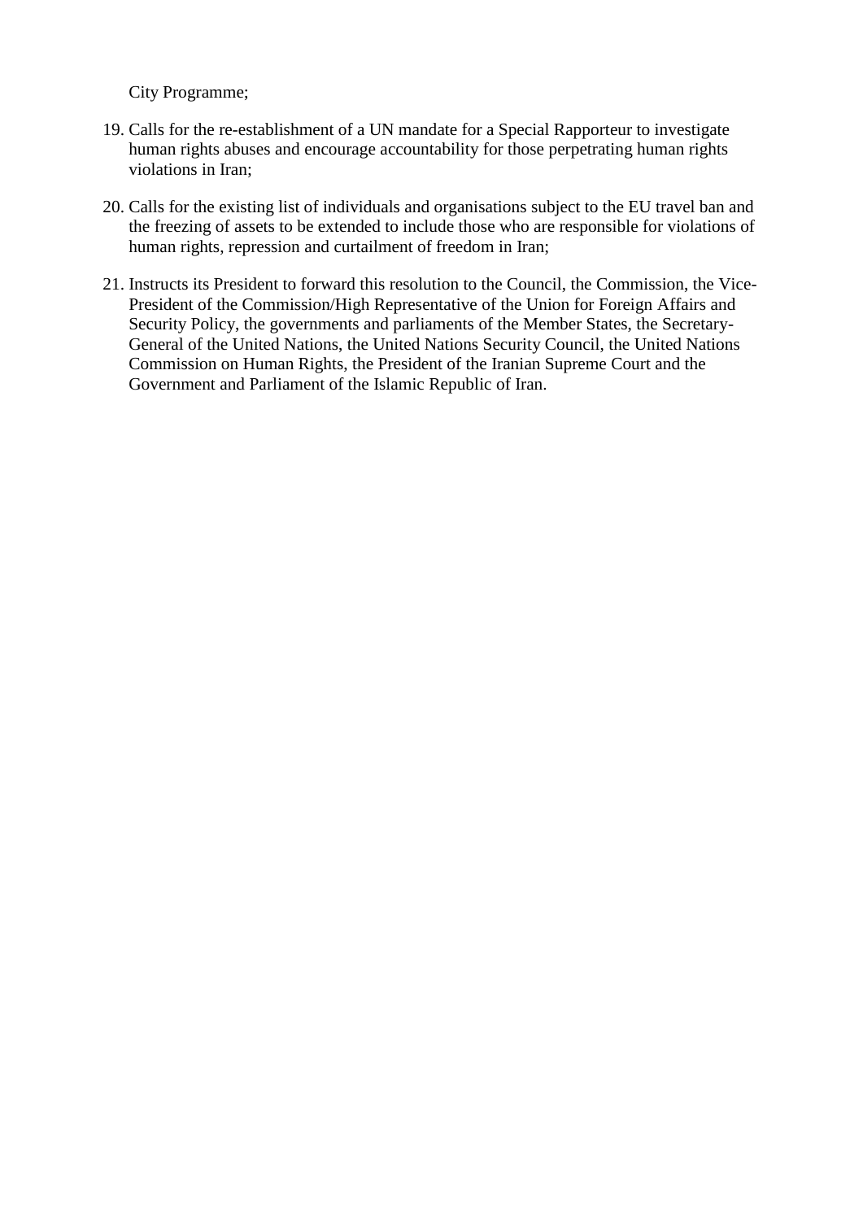City Programme;

19. Calls for the re-establishment of a UN mandate for a Special Rapporteur to investigate human rights abuses and encourage accountability for those perpetrating human rights violations in Iran;

20. Calls for the existing list of individuals and organisations subject to the EU travel ban and the freezing of assets to be extended to include those who are responsible for violations of human rights, repression and curtailment of freedom in Iran;

21. Instructs its President to forward this resolution to the Council, the Commission, the Vice-President of the Commission/High Representative of the Union for Foreign Affairs and Security Policy, the governments and parliaments of the Member States, the Secretary-General of the United Nations, the United Nations Security Council, the United Nations Commission on Human Rights, the President of the Iranian Supreme Court and the Government and Parliament of the Islamic Republic of Iran.